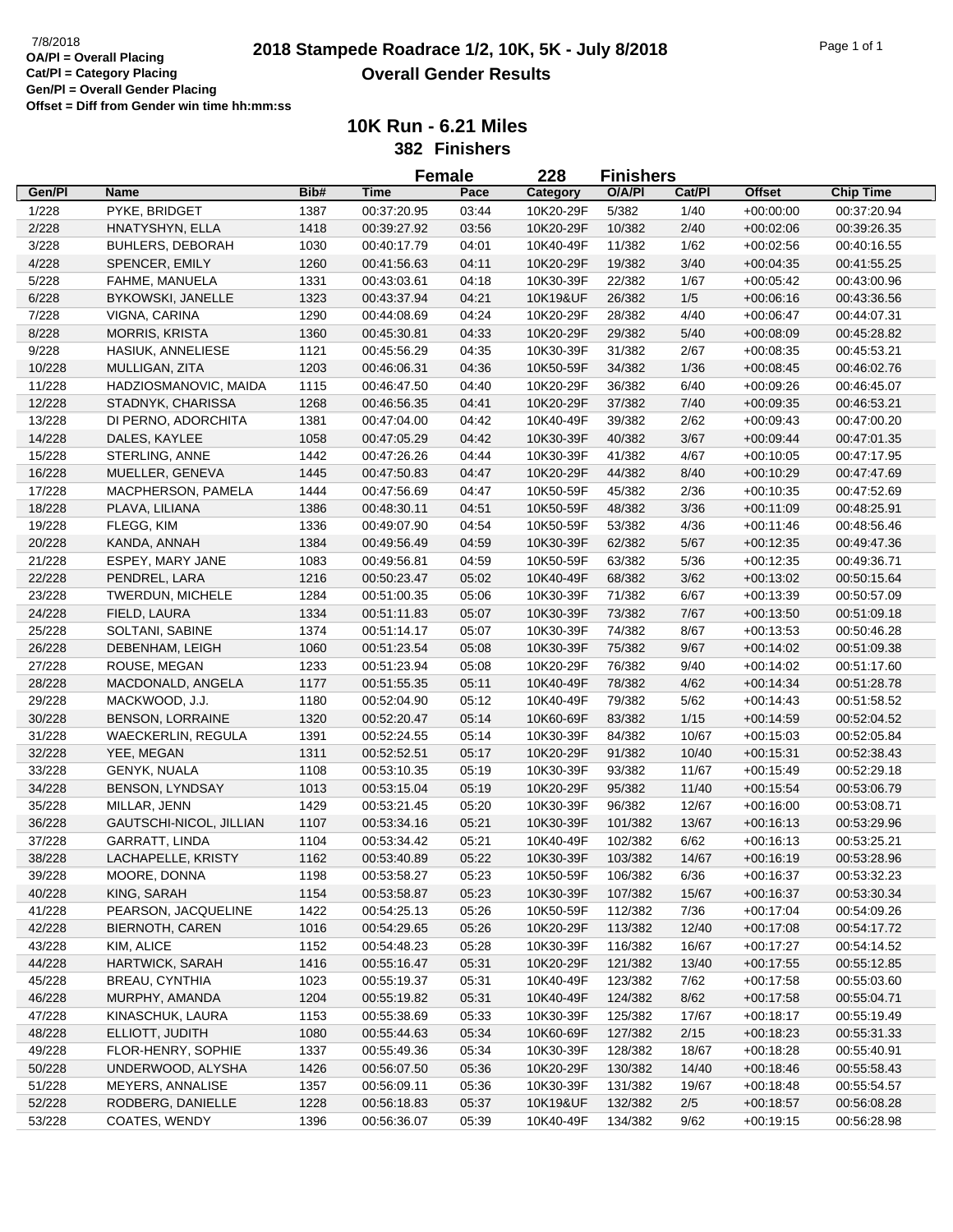# 2018 Stampede Roadrace 1/2, 10K, 5K - July 8/2018

## Overall Gender Results

7/8/2018

**OA/Pl = Overall Placing**
**Cat/Pl = Category Placing**
**Gen/Pl = Overall Gender Placing**
**Offset = Diff from Gender win time hh:mm:ss**

### 10K Run - 6.21 Miles

**382 Finishers**

**Female 228 Finishers**

| Gen/Pl | Name | Bib# | Time | Pace | Category | O/A/Pl | Cat/Pl | Offset | Chip Time |
|---|---|---|---|---|---|---|---|---|---|
| 1/228 | PYKE, BRIDGET | 1387 | 00:37:20.95 | 03:44 | 10K20-29F | 5/382 | 1/40 | +00:00:00 | 00:37:20.94 |
| 2/228 | HNATYSHYN, ELLA | 1418 | 00:39:27.92 | 03:56 | 10K20-29F | 10/382 | 2/40 | +00:02:06 | 00:39:26.35 |
| 3/228 | BUHLERS, DEBORAH | 1030 | 00:40:17.79 | 04:01 | 10K40-49F | 11/382 | 1/62 | +00:02:56 | 00:40:16.55 |
| 4/228 | SPENCER, EMILY | 1260 | 00:41:56.63 | 04:11 | 10K20-29F | 19/382 | 3/40 | +00:04:35 | 00:41:55.25 |
| 5/228 | FAHME, MANUELA | 1331 | 00:43:03.61 | 04:18 | 10K30-39F | 22/382 | 1/67 | +00:05:42 | 00:43:00.96 |
| 6/228 | BYKOWSKI, JANELLE | 1323 | 00:43:37.94 | 04:21 | 10K19&UF | 26/382 | 1/5 | +00:06:16 | 00:43:36.56 |
| 7/228 | VIGNA, CARINA | 1290 | 00:44:08.69 | 04:24 | 10K20-29F | 28/382 | 4/40 | +00:06:47 | 00:44:07.31 |
| 8/228 | MORRIS, KRISTA | 1360 | 00:45:30.81 | 04:33 | 10K20-29F | 29/382 | 5/40 | +00:08:09 | 00:45:28.82 |
| 9/228 | HASIUK, ANNELIESE | 1121 | 00:45:56.29 | 04:35 | 10K30-39F | 31/382 | 2/67 | +00:08:35 | 00:45:53.21 |
| 10/228 | MULLIGAN, ZITA | 1203 | 00:46:06.31 | 04:36 | 10K50-59F | 34/382 | 1/36 | +00:08:45 | 00:46:02.76 |
| 11/228 | HADZIOSMANOVIC, MAIDA | 1115 | 00:46:47.50 | 04:40 | 10K20-29F | 36/382 | 6/40 | +00:09:26 | 00:46:45.07 |
| 12/228 | STADNYK, CHARISSA | 1268 | 00:46:56.35 | 04:41 | 10K20-29F | 37/382 | 7/40 | +00:09:35 | 00:46:53.21 |
| 13/228 | DI PERNO, ADORCHITA | 1381 | 00:47:04.00 | 04:42 | 10K40-49F | 39/382 | 2/62 | +00:09:43 | 00:47:00.20 |
| 14/228 | DALES, KAYLEE | 1058 | 00:47:05.29 | 04:42 | 10K30-39F | 40/382 | 3/67 | +00:09:44 | 00:47:01.35 |
| 15/228 | STERLING, ANNE | 1442 | 00:47:26.26 | 04:44 | 10K30-39F | 41/382 | 4/67 | +00:10:05 | 00:47:17.95 |
| 16/228 | MUELLER, GENEVA | 1445 | 00:47:50.83 | 04:47 | 10K20-29F | 44/382 | 8/40 | +00:10:29 | 00:47:47.69 |
| 17/228 | MACPHERSON, PAMELA | 1444 | 00:47:56.69 | 04:47 | 10K50-59F | 45/382 | 2/36 | +00:10:35 | 00:47:52.69 |
| 18/228 | PLAVA, LILIANA | 1386 | 00:48:30.11 | 04:51 | 10K50-59F | 48/382 | 3/36 | +00:11:09 | 00:48:25.91 |
| 19/228 | FLEGG, KIM | 1336 | 00:49:07.90 | 04:54 | 10K50-59F | 53/382 | 4/36 | +00:11:46 | 00:48:56.46 |
| 20/228 | KANDA, ANNAH | 1384 | 00:49:56.49 | 04:59 | 10K30-39F | 62/382 | 5/67 | +00:12:35 | 00:49:47.36 |
| 21/228 | ESPEY, MARY JANE | 1083 | 00:49:56.81 | 04:59 | 10K50-59F | 63/382 | 5/36 | +00:12:35 | 00:49:36.71 |
| 22/228 | PENDREL, LARA | 1216 | 00:50:23.47 | 05:02 | 10K40-49F | 68/382 | 3/62 | +00:13:02 | 00:50:15.64 |
| 23/228 | TWERDUN, MICHELE | 1284 | 00:51:00.35 | 05:06 | 10K30-39F | 71/382 | 6/67 | +00:13:39 | 00:50:57.09 |
| 24/228 | FIELD, LAURA | 1334 | 00:51:11.83 | 05:07 | 10K30-39F | 73/382 | 7/67 | +00:13:50 | 00:51:09.18 |
| 25/228 | SOLTANI, SABINE | 1374 | 00:51:14.17 | 05:07 | 10K30-39F | 74/382 | 8/67 | +00:13:53 | 00:50:46.28 |
| 26/228 | DEBENHAM, LEIGH | 1060 | 00:51:23.54 | 05:08 | 10K30-39F | 75/382 | 9/67 | +00:14:02 | 00:51:09.38 |
| 27/228 | ROUSE, MEGAN | 1233 | 00:51:23.94 | 05:08 | 10K20-29F | 76/382 | 9/40 | +00:14:02 | 00:51:17.60 |
| 28/228 | MACDONALD, ANGELA | 1177 | 00:51:55.35 | 05:11 | 10K40-49F | 78/382 | 4/62 | +00:14:34 | 00:51:28.78 |
| 29/228 | MACKWOOD, J.J. | 1180 | 00:52:04.90 | 05:12 | 10K40-49F | 79/382 | 5/62 | +00:14:43 | 00:51:58.52 |
| 30/228 | BENSON, LORRAINE | 1320 | 00:52:20.47 | 05:14 | 10K60-69F | 83/382 | 1/15 | +00:14:59 | 00:52:04.52 |
| 31/228 | WAECKERLIN, REGULA | 1391 | 00:52:24.55 | 05:14 | 10K30-39F | 84/382 | 10/67 | +00:15:03 | 00:52:05.84 |
| 32/228 | YEE, MEGAN | 1311 | 00:52:52.51 | 05:17 | 10K20-29F | 91/382 | 10/40 | +00:15:31 | 00:52:38.43 |
| 33/228 | GENYK, NUALA | 1108 | 00:53:10.35 | 05:19 | 10K30-39F | 93/382 | 11/67 | +00:15:49 | 00:52:29.18 |
| 34/228 | BENSON, LYNDSAY | 1013 | 00:53:15.04 | 05:19 | 10K20-29F | 95/382 | 11/40 | +00:15:54 | 00:53:06.79 |
| 35/228 | MILLAR, JENN | 1429 | 00:53:21.45 | 05:20 | 10K30-39F | 96/382 | 12/67 | +00:16:00 | 00:53:08.71 |
| 36/228 | GAUTSCHI-NICOL, JILLIAN | 1107 | 00:53:34.16 | 05:21 | 10K30-39F | 101/382 | 13/67 | +00:16:13 | 00:53:29.96 |
| 37/228 | GARRATT, LINDA | 1104 | 00:53:34.42 | 05:21 | 10K40-49F | 102/382 | 6/62 | +00:16:13 | 00:53:25.21 |
| 38/228 | LACHAPELLE, KRISTY | 1162 | 00:53:40.89 | 05:22 | 10K30-39F | 103/382 | 14/67 | +00:16:19 | 00:53:28.96 |
| 39/228 | MOORE, DONNA | 1198 | 00:53:58.27 | 05:23 | 10K50-59F | 106/382 | 6/36 | +00:16:37 | 00:53:32.23 |
| 40/228 | KING, SARAH | 1154 | 00:53:58.87 | 05:23 | 10K30-39F | 107/382 | 15/67 | +00:16:37 | 00:53:30.34 |
| 41/228 | PEARSON, JACQUELINE | 1422 | 00:54:25.13 | 05:26 | 10K50-59F | 112/382 | 7/36 | +00:17:04 | 00:54:09.26 |
| 42/228 | BIERNOTH, CAREN | 1016 | 00:54:29.65 | 05:26 | 10K20-29F | 113/382 | 12/40 | +00:17:08 | 00:54:17.72 |
| 43/228 | KIM, ALICE | 1152 | 00:54:48.23 | 05:28 | 10K30-39F | 116/382 | 16/67 | +00:17:27 | 00:54:14.52 |
| 44/228 | HARTWICK, SARAH | 1416 | 00:55:16.47 | 05:31 | 10K20-29F | 121/382 | 13/40 | +00:17:55 | 00:55:12.85 |
| 45/228 | BREAU, CYNTHIA | 1023 | 00:55:19.37 | 05:31 | 10K40-49F | 123/382 | 7/62 | +00:17:58 | 00:55:03.60 |
| 46/228 | MURPHY, AMANDA | 1204 | 00:55:19.82 | 05:31 | 10K40-49F | 124/382 | 8/62 | +00:17:58 | 00:55:04.71 |
| 47/228 | KINASCHUK, LAURA | 1153 | 00:55:38.69 | 05:33 | 10K30-39F | 125/382 | 17/67 | +00:18:17 | 00:55:19.49 |
| 48/228 | ELLIOTT, JUDITH | 1080 | 00:55:44.63 | 05:34 | 10K60-69F | 127/382 | 2/15 | +00:18:23 | 00:55:31.33 |
| 49/228 | FLOR-HENRY, SOPHIE | 1337 | 00:55:49.36 | 05:34 | 10K30-39F | 128/382 | 18/67 | +00:18:28 | 00:55:40.91 |
| 50/228 | UNDERWOOD, ALYSHA | 1426 | 00:56:07.50 | 05:36 | 10K20-29F | 130/382 | 14/40 | +00:18:46 | 00:55:58.43 |
| 51/228 | MEYERS, ANNALISE | 1357 | 00:56:09.11 | 05:36 | 10K30-39F | 131/382 | 19/67 | +00:18:48 | 00:55:54.57 |
| 52/228 | RODBERG, DANIELLE | 1228 | 00:56:18.83 | 05:37 | 10K19&UF | 132/382 | 2/5 | +00:18:57 | 00:56:08.28 |
| 53/228 | COATES, WENDY | 1396 | 00:56:36.07 | 05:39 | 10K40-49F | 134/382 | 9/62 | +00:19:15 | 00:56:28.98 |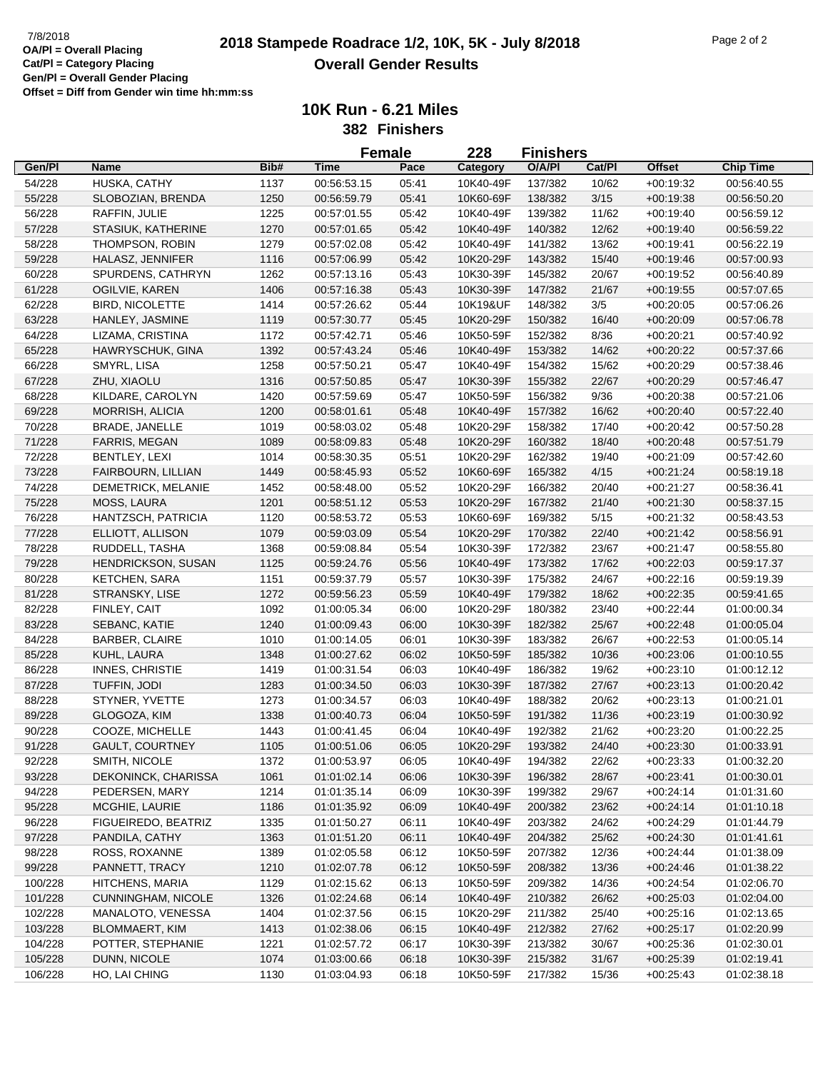**OA/Pl = Overall Placing**
**Cat/Pl = Category Placing**
**Gen/Pl = Overall Gender Placing**
**Offset = Diff from Gender win time hh:mm:ss**

# 2018 Stampede Roadrace 1/2, 10K, 5K - July 8/2018

## Overall Gender Results

### 10K Run - 6.21 Miles

**382 Finishers**

**Female 228 Finishers**

| Gen/Pl | Name | Bib# | Time | Pace | Category | O/A/Pl | Cat/Pl | Offset | Chip Time |
|---|---|---|---|---|---|---|---|---|---|
| 54/228 | HUSKA, CATHY | 1137 | 00:56:53.15 | 05:41 | 10K40-49F | 137/382 | 10/62 | +00:19:32 | 00:56:40.55 |
| 55/228 | SLOBOZIAN, BRENDA | 1250 | 00:56:59.79 | 05:41 | 10K60-69F | 138/382 | 3/15 | +00:19:38 | 00:56:50.20 |
| 56/228 | RAFFIN, JULIE | 1225 | 00:57:01.55 | 05:42 | 10K40-49F | 139/382 | 11/62 | +00:19:40 | 00:56:59.12 |
| 57/228 | STASIUK, KATHERINE | 1270 | 00:57:01.65 | 05:42 | 10K40-49F | 140/382 | 12/62 | +00:19:40 | 00:56:59.22 |
| 58/228 | THOMPSON, ROBIN | 1279 | 00:57:02.08 | 05:42 | 10K40-49F | 141/382 | 13/62 | +00:19:41 | 00:56:22.19 |
| 59/228 | HALASZ, JENNIFER | 1116 | 00:57:06.99 | 05:42 | 10K20-29F | 143/382 | 15/40 | +00:19:46 | 00:57:00.93 |
| 60/228 | SPURDENS, CATHRYN | 1262 | 00:57:13.16 | 05:43 | 10K30-39F | 145/382 | 20/67 | +00:19:52 | 00:56:40.89 |
| 61/228 | OGILVIE, KAREN | 1406 | 00:57:16.38 | 05:43 | 10K30-39F | 147/382 | 21/67 | +00:19:55 | 00:57:07.65 |
| 62/228 | BIRD, NICOLETTE | 1414 | 00:57:26.62 | 05:44 | 10K19&UF | 148/382 | 3/5 | +00:20:05 | 00:57:06.26 |
| 63/228 | HANLEY, JASMINE | 1119 | 00:57:30.77 | 05:45 | 10K20-29F | 150/382 | 16/40 | +00:20:09 | 00:57:06.78 |
| 64/228 | LIZAMA, CRISTINA | 1172 | 00:57:42.71 | 05:46 | 10K50-59F | 152/382 | 8/36 | +00:20:21 | 00:57:40.92 |
| 65/228 | HAWRYSCHUK, GINA | 1392 | 00:57:43.24 | 05:46 | 10K40-49F | 153/382 | 14/62 | +00:20:22 | 00:57:37.66 |
| 66/228 | SMYRL, LISA | 1258 | 00:57:50.21 | 05:47 | 10K40-49F | 154/382 | 15/62 | +00:20:29 | 00:57:38.46 |
| 67/228 | ZHU, XIAOLU | 1316 | 00:57:50.85 | 05:47 | 10K30-39F | 155/382 | 22/67 | +00:20:29 | 00:57:46.47 |
| 68/228 | KILDARE, CAROLYN | 1420 | 00:57:59.69 | 05:47 | 10K50-59F | 156/382 | 9/36 | +00:20:38 | 00:57:21.06 |
| 69/228 | MORRISH, ALICIA | 1200 | 00:58:01.61 | 05:48 | 10K40-49F | 157/382 | 16/62 | +00:20:40 | 00:57:22.40 |
| 70/228 | BRADE, JANELLE | 1019 | 00:58:03.02 | 05:48 | 10K20-29F | 158/382 | 17/40 | +00:20:42 | 00:57:50.28 |
| 71/228 | FARRIS, MEGAN | 1089 | 00:58:09.83 | 05:48 | 10K20-29F | 160/382 | 18/40 | +00:20:48 | 00:57:51.79 |
| 72/228 | BENTLEY, LEXI | 1014 | 00:58:30.35 | 05:51 | 10K20-29F | 162/382 | 19/40 | +00:21:09 | 00:57:42.60 |
| 73/228 | FAIRBOURN, LILLIAN | 1449 | 00:58:45.93 | 05:52 | 10K60-69F | 165/382 | 4/15 | +00:21:24 | 00:58:19.18 |
| 74/228 | DEMETRICK, MELANIE | 1452 | 00:58:48.00 | 05:52 | 10K20-29F | 166/382 | 20/40 | +00:21:27 | 00:58:36.41 |
| 75/228 | MOSS, LAURA | 1201 | 00:58:51.12 | 05:53 | 10K20-29F | 167/382 | 21/40 | +00:21:30 | 00:58:37.15 |
| 76/228 | HANTZSCH, PATRICIA | 1120 | 00:58:53.72 | 05:53 | 10K60-69F | 169/382 | 5/15 | +00:21:32 | 00:58:43.53 |
| 77/228 | ELLIOTT, ALLISON | 1079 | 00:59:03.09 | 05:54 | 10K20-29F | 170/382 | 22/40 | +00:21:42 | 00:58:56.91 |
| 78/228 | RUDDELL, TASHA | 1368 | 00:59:08.84 | 05:54 | 10K30-39F | 172/382 | 23/67 | +00:21:47 | 00:58:55.80 |
| 79/228 | HENDRICKSON, SUSAN | 1125 | 00:59:24.76 | 05:56 | 10K40-49F | 173/382 | 17/62 | +00:22:03 | 00:59:17.37 |
| 80/228 | KETCHEN, SARA | 1151 | 00:59:37.79 | 05:57 | 10K30-39F | 175/382 | 24/67 | +00:22:16 | 00:59:19.39 |
| 81/228 | STRANSKY, LISE | 1272 | 00:59:56.23 | 05:59 | 10K40-49F | 179/382 | 18/62 | +00:22:35 | 00:59:41.65 |
| 82/228 | FINLEY, CAIT | 1092 | 01:00:05.34 | 06:00 | 10K20-29F | 180/382 | 23/40 | +00:22:44 | 01:00:00.34 |
| 83/228 | SEBANC, KATIE | 1240 | 01:00:09.43 | 06:00 | 10K30-39F | 182/382 | 25/67 | +00:22:48 | 01:00:05.04 |
| 84/228 | BARBER, CLAIRE | 1010 | 01:00:14.05 | 06:01 | 10K30-39F | 183/382 | 26/67 | +00:22:53 | 01:00:05.14 |
| 85/228 | KUHL, LAURA | 1348 | 01:00:27.62 | 06:02 | 10K50-59F | 185/382 | 10/36 | +00:23:06 | 01:00:10.55 |
| 86/228 | INNES, CHRISTIE | 1419 | 01:00:31.54 | 06:03 | 10K40-49F | 186/382 | 19/62 | +00:23:10 | 01:00:12.12 |
| 87/228 | TUFFIN, JODI | 1283 | 01:00:34.50 | 06:03 | 10K30-39F | 187/382 | 27/67 | +00:23:13 | 01:00:20.42 |
| 88/228 | STYNER, YVETTE | 1273 | 01:00:34.57 | 06:03 | 10K40-49F | 188/382 | 20/62 | +00:23:13 | 01:00:21.01 |
| 89/228 | GLOGOZA, KIM | 1338 | 01:00:40.73 | 06:04 | 10K50-59F | 191/382 | 11/36 | +00:23:19 | 01:00:30.92 |
| 90/228 | COOZE, MICHELLE | 1443 | 01:00:41.45 | 06:04 | 10K40-49F | 192/382 | 21/62 | +00:23:20 | 01:00:22.25 |
| 91/228 | GAULT, COURTNEY | 1105 | 01:00:51.06 | 06:05 | 10K20-29F | 193/382 | 24/40 | +00:23:30 | 01:00:33.91 |
| 92/228 | SMITH, NICOLE | 1372 | 01:00:53.97 | 06:05 | 10K40-49F | 194/382 | 22/62 | +00:23:33 | 01:00:32.20 |
| 93/228 | DEKONINCK, CHARISSA | 1061 | 01:01:02.14 | 06:06 | 10K30-39F | 196/382 | 28/67 | +00:23:41 | 01:00:30.01 |
| 94/228 | PEDERSEN, MARY | 1214 | 01:01:35.14 | 06:09 | 10K30-39F | 199/382 | 29/67 | +00:24:14 | 01:01:31.60 |
| 95/228 | MCGHIE, LAURIE | 1186 | 01:01:35.92 | 06:09 | 10K40-49F | 200/382 | 23/62 | +00:24:14 | 01:01:10.18 |
| 96/228 | FIGUEIREDO, BEATRIZ | 1335 | 01:01:50.27 | 06:11 | 10K40-49F | 203/382 | 24/62 | +00:24:29 | 01:01:44.79 |
| 97/228 | PANDILA, CATHY | 1363 | 01:01:51.20 | 06:11 | 10K40-49F | 204/382 | 25/62 | +00:24:30 | 01:01:41.61 |
| 98/228 | ROSS, ROXANNE | 1389 | 01:02:05.58 | 06:12 | 10K50-59F | 207/382 | 12/36 | +00:24:44 | 01:01:38.09 |
| 99/228 | PANNETT, TRACY | 1210 | 01:02:07.78 | 06:12 | 10K50-59F | 208/382 | 13/36 | +00:24:46 | 01:01:38.22 |
| 100/228 | HITCHENS, MARIA | 1129 | 01:02:15.62 | 06:13 | 10K50-59F | 209/382 | 14/36 | +00:24:54 | 01:02:06.70 |
| 101/228 | CUNNINGHAM, NICOLE | 1326 | 01:02:24.68 | 06:14 | 10K40-49F | 210/382 | 26/62 | +00:25:03 | 01:02:04.00 |
| 102/228 | MANALOTO, VENESSA | 1404 | 01:02:37.56 | 06:15 | 10K20-29F | 211/382 | 25/40 | +00:25:16 | 01:02:13.65 |
| 103/228 | BLOMMAERT, KIM | 1413 | 01:02:38.06 | 06:15 | 10K40-49F | 212/382 | 27/62 | +00:25:17 | 01:02:20.99 |
| 104/228 | POTTER, STEPHANIE | 1221 | 01:02:57.72 | 06:17 | 10K30-39F | 213/382 | 30/67 | +00:25:36 | 01:02:30.01 |
| 105/228 | DUNN, NICOLE | 1074 | 01:03:00.66 | 06:18 | 10K30-39F | 215/382 | 31/67 | +00:25:39 | 01:02:19.41 |
| 106/228 | HO, LAI CHING | 1130 | 01:03:04.93 | 06:18 | 10K50-59F | 217/382 | 15/36 | +00:25:43 | 01:02:38.18 |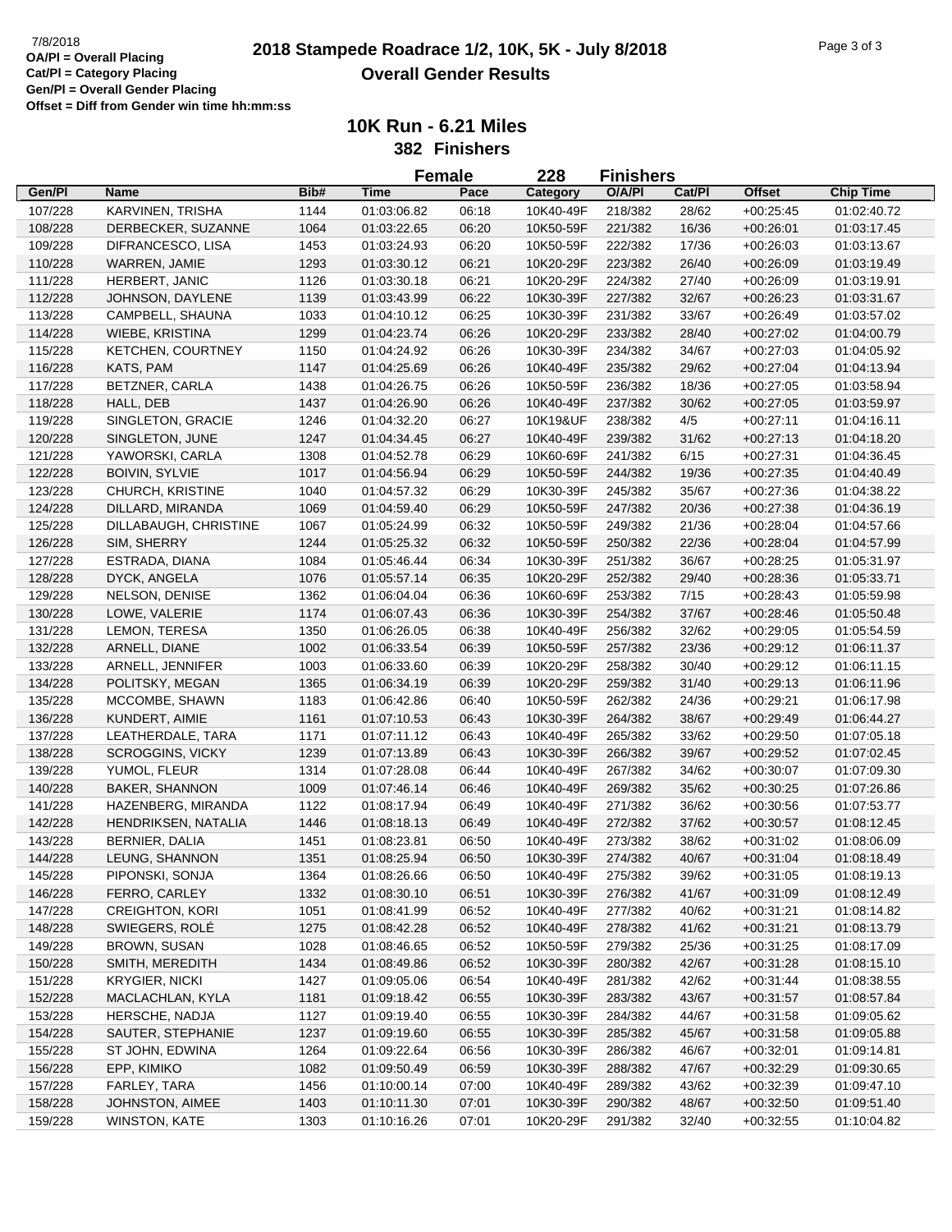7/8/2018

**OA/Pl = Overall Placing**
**Cat/Pl = Category Placing**
**Gen/Pl = Overall Gender Placing**
**Offset = Diff from Gender win time hh:mm:ss**

# 2018 Stampede Roadrace 1/2, 10K, 5K - July 8/2018
## Overall Gender Results

### 10K Run - 6.21 Miles
### 382 Finishers

**Female 228 Finishers**

| Gen/Pl | Name | Bib# | Time | Pace | Category | O/A/Pl | Cat/Pl | Offset | Chip Time |
|---|---|---|---|---|---|---|---|---|---|
| 107/228 | KARVINEN, TRISHA | 1144 | 01:03:06.82 | 06:18 | 10K40-49F | 218/382 | 28/62 | +00:25:45 | 01:02:40.72 |
| 108/228 | DERBECKER, SUZANNE | 1064 | 01:03:22.65 | 06:20 | 10K50-59F | 221/382 | 16/36 | +00:26:01 | 01:03:17.45 |
| 109/228 | DIFRANCESCO, LISA | 1453 | 01:03:24.93 | 06:20 | 10K50-59F | 222/382 | 17/36 | +00:26:03 | 01:03:13.67 |
| 110/228 | WARREN, JAMIE | 1293 | 01:03:30.12 | 06:21 | 10K20-29F | 223/382 | 26/40 | +00:26:09 | 01:03:19.49 |
| 111/228 | HERBERT, JANIC | 1126 | 01:03:30.18 | 06:21 | 10K20-29F | 224/382 | 27/40 | +00:26:09 | 01:03:19.91 |
| 112/228 | JOHNSON, DAYLENE | 1139 | 01:03:43.99 | 06:22 | 10K30-39F | 227/382 | 32/67 | +00:26:23 | 01:03:31.67 |
| 113/228 | CAMPBELL, SHAUNA | 1033 | 01:04:10.12 | 06:25 | 10K30-39F | 231/382 | 33/67 | +00:26:49 | 01:03:57.02 |
| 114/228 | WIEBE, KRISTINA | 1299 | 01:04:23.74 | 06:26 | 10K20-29F | 233/382 | 28/40 | +00:27:02 | 01:04:00.79 |
| 115/228 | KETCHEN, COURTNEY | 1150 | 01:04:24.92 | 06:26 | 10K30-39F | 234/382 | 34/67 | +00:27:03 | 01:04:05.92 |
| 116/228 | KATS, PAM | 1147 | 01:04:25.69 | 06:26 | 10K40-49F | 235/382 | 29/62 | +00:27:04 | 01:04:13.94 |
| 117/228 | BETZNER, CARLA | 1438 | 01:04:26.75 | 06:26 | 10K50-59F | 236/382 | 18/36 | +00:27:05 | 01:03:58.94 |
| 118/228 | HALL, DEB | 1437 | 01:04:26.90 | 06:26 | 10K40-49F | 237/382 | 30/62 | +00:27:05 | 01:03:59.97 |
| 119/228 | SINGLETON, GRACIE | 1246 | 01:04:32.20 | 06:27 | 10K19&UF | 238/382 | 4/5 | +00:27:11 | 01:04:16.11 |
| 120/228 | SINGLETON, JUNE | 1247 | 01:04:34.45 | 06:27 | 10K40-49F | 239/382 | 31/62 | +00:27:13 | 01:04:18.20 |
| 121/228 | YAWORSKI, CARLA | 1308 | 01:04:52.78 | 06:29 | 10K60-69F | 241/382 | 6/15 | +00:27:31 | 01:04:36.45 |
| 122/228 | BOIVIN, SYLVIE | 1017 | 01:04:56.94 | 06:29 | 10K50-59F | 244/382 | 19/36 | +00:27:35 | 01:04:40.49 |
| 123/228 | CHURCH, KRISTINE | 1040 | 01:04:57.32 | 06:29 | 10K30-39F | 245/382 | 35/67 | +00:27:36 | 01:04:38.22 |
| 124/228 | DILLARD, MIRANDA | 1069 | 01:04:59.40 | 06:29 | 10K50-59F | 247/382 | 20/36 | +00:27:38 | 01:04:36.19 |
| 125/228 | DILLABAUGH, CHRISTINE | 1067 | 01:05:24.99 | 06:32 | 10K50-59F | 249/382 | 21/36 | +00:28:04 | 01:04:57.66 |
| 126/228 | SIM, SHERRY | 1244 | 01:05:25.32 | 06:32 | 10K50-59F | 250/382 | 22/36 | +00:28:04 | 01:04:57.99 |
| 127/228 | ESTRADA, DIANA | 1084 | 01:05:46.44 | 06:34 | 10K30-39F | 251/382 | 36/67 | +00:28:25 | 01:05:31.97 |
| 128/228 | DYCK, ANGELA | 1076 | 01:05:57.14 | 06:35 | 10K20-29F | 252/382 | 29/40 | +00:28:36 | 01:05:33.71 |
| 129/228 | NELSON, DENISE | 1362 | 01:06:04.04 | 06:36 | 10K60-69F | 253/382 | 7/15 | +00:28:43 | 01:05:59.98 |
| 130/228 | LOWE, VALERIE | 1174 | 01:06:07.43 | 06:36 | 10K30-39F | 254/382 | 37/67 | +00:28:46 | 01:05:50.48 |
| 131/228 | LEMON, TERESA | 1350 | 01:06:26.05 | 06:38 | 10K40-49F | 256/382 | 32/62 | +00:29:05 | 01:05:54.59 |
| 132/228 | ARNELL, DIANE | 1002 | 01:06:33.54 | 06:39 | 10K50-59F | 257/382 | 23/36 | +00:29:12 | 01:06:11.37 |
| 133/228 | ARNELL, JENNIFER | 1003 | 01:06:33.60 | 06:39 | 10K20-29F | 258/382 | 30/40 | +00:29:12 | 01:06:11.15 |
| 134/228 | POLITSKY, MEGAN | 1365 | 01:06:34.19 | 06:39 | 10K20-29F | 259/382 | 31/40 | +00:29:13 | 01:06:11.96 |
| 135/228 | MCCOMBE, SHAWN | 1183 | 01:06:42.86 | 06:40 | 10K50-59F | 262/382 | 24/36 | +00:29:21 | 01:06:17.98 |
| 136/228 | KUNDERT, AIMIE | 1161 | 01:07:10.53 | 06:43 | 10K30-39F | 264/382 | 38/67 | +00:29:49 | 01:06:44.27 |
| 137/228 | LEATHERDALE, TARA | 1171 | 01:07:11.12 | 06:43 | 10K40-49F | 265/382 | 33/62 | +00:29:50 | 01:07:05.18 |
| 138/228 | SCROGGINS, VICKY | 1239 | 01:07:13.89 | 06:43 | 10K30-39F | 266/382 | 39/67 | +00:29:52 | 01:07:02.45 |
| 139/228 | YUMOL, FLEUR | 1314 | 01:07:28.08 | 06:44 | 10K40-49F | 267/382 | 34/62 | +00:30:07 | 01:07:09.30 |
| 140/228 | BAKER, SHANNON | 1009 | 01:07:46.14 | 06:46 | 10K40-49F | 269/382 | 35/62 | +00:30:25 | 01:07:26.86 |
| 141/228 | HAZENBERG, MIRANDA | 1122 | 01:08:17.94 | 06:49 | 10K40-49F | 271/382 | 36/62 | +00:30:56 | 01:07:53.77 |
| 142/228 | HENDRIKSEN, NATALIA | 1446 | 01:08:18.13 | 06:49 | 10K40-49F | 272/382 | 37/62 | +00:30:57 | 01:08:12.45 |
| 143/228 | BERNIER, DALIA | 1451 | 01:08:23.81 | 06:50 | 10K40-49F | 273/382 | 38/62 | +00:31:02 | 01:08:06.09 |
| 144/228 | LEUNG, SHANNON | 1351 | 01:08:25.94 | 06:50 | 10K30-39F | 274/382 | 40/67 | +00:31:04 | 01:08:18.49 |
| 145/228 | PIPONSKI, SONJA | 1364 | 01:08:26.66 | 06:50 | 10K40-49F | 275/382 | 39/62 | +00:31:05 | 01:08:19.13 |
| 146/228 | FERRO, CARLEY | 1332 | 01:08:30.10 | 06:51 | 10K30-39F | 276/382 | 41/67 | +00:31:09 | 01:08:12.49 |
| 147/228 | CREIGHTON, KORI | 1051 | 01:08:41.99 | 06:52 | 10K40-49F | 277/382 | 40/62 | +00:31:21 | 01:08:14.82 |
| 148/228 | SWIEGERS, ROLÉ | 1275 | 01:08:42.28 | 06:52 | 10K40-49F | 278/382 | 41/62 | +00:31:21 | 01:08:13.79 |
| 149/228 | BROWN, SUSAN | 1028 | 01:08:46.65 | 06:52 | 10K50-59F | 279/382 | 25/36 | +00:31:25 | 01:08:17.09 |
| 150/228 | SMITH, MEREDITH | 1434 | 01:08:49.86 | 06:52 | 10K30-39F | 280/382 | 42/67 | +00:31:28 | 01:08:15.10 |
| 151/228 | KRYGIER, NICKI | 1427 | 01:09:05.06 | 06:54 | 10K40-49F | 281/382 | 42/62 | +00:31:44 | 01:08:38.55 |
| 152/228 | MACLACHLAN, KYLA | 1181 | 01:09:18.42 | 06:55 | 10K30-39F | 283/382 | 43/67 | +00:31:57 | 01:08:57.84 |
| 153/228 | HERSCHE, NADJA | 1127 | 01:09:19.40 | 06:55 | 10K30-39F | 284/382 | 44/67 | +00:31:58 | 01:09:05.62 |
| 154/228 | SAUTER, STEPHANIE | 1237 | 01:09:19.60 | 06:55 | 10K30-39F | 285/382 | 45/67 | +00:31:58 | 01:09:05.88 |
| 155/228 | ST JOHN, EDWINA | 1264 | 01:09:22.64 | 06:56 | 10K30-39F | 286/382 | 46/67 | +00:32:01 | 01:09:14.81 |
| 156/228 | EPP, KIMIKO | 1082 | 01:09:50.49 | 06:59 | 10K30-39F | 288/382 | 47/67 | +00:32:29 | 01:09:30.65 |
| 157/228 | FARLEY, TARA | 1456 | 01:10:00.14 | 07:00 | 10K40-49F | 289/382 | 43/62 | +00:32:39 | 01:09:47.10 |
| 158/228 | JOHNSTON, AIMEE | 1403 | 01:10:11.30 | 07:01 | 10K30-39F | 290/382 | 48/67 | +00:32:50 | 01:09:51.40 |
| 159/228 | WINSTON, KATE | 1303 | 01:10:16.26 | 07:01 | 10K20-29F | 291/382 | 32/40 | +00:32:55 | 01:10:04.82 |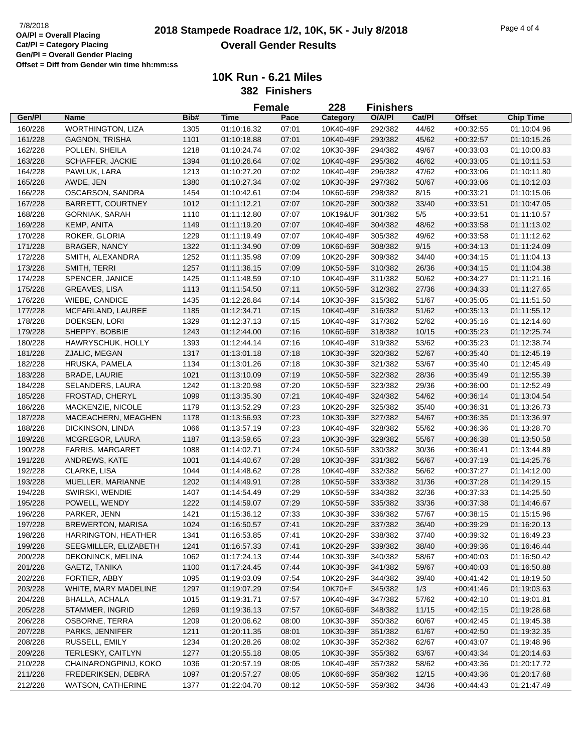7/8/2018
**OA/Pl = Overall Placing**
**Cat/Pl = Category Placing**
**Gen/Pl = Overall Gender Placing**
**Offset = Diff from Gender win time hh:mm:ss**

# 2018 Stampede Roadrace 1/2, 10K, 5K - July 8/2018
## Overall Gender Results

### 10K Run - 6.21 Miles
### 382 Finishers

**Female 228 Finishers**

| Gen/Pl | Name | Bib# | Time | Pace | Category | O/A/Pl | Cat/Pl | Offset | Chip Time |
|---|---|---|---|---|---|---|---|---|---|
| 160/228 | WORTHINGTON, LIZA | 1305 | 01:10:16.32 | 07:01 | 10K40-49F | 292/382 | 44/62 | +00:32:55 | 01:10:04.96 |
| 161/228 | GAGNON, TRISHA | 1101 | 01:10:18.88 | 07:01 | 10K40-49F | 293/382 | 45/62 | +00:32:57 | 01:10:15.26 |
| 162/228 | POLLEN, SHEILA | 1218 | 01:10:24.74 | 07:02 | 10K30-39F | 294/382 | 49/67 | +00:33:03 | 01:10:00.83 |
| 163/228 | SCHAFFER, JACKIE | 1394 | 01:10:26.64 | 07:02 | 10K40-49F | 295/382 | 46/62 | +00:33:05 | 01:10:11.53 |
| 164/228 | PAWLUK, LARA | 1213 | 01:10:27.20 | 07:02 | 10K40-49F | 296/382 | 47/62 | +00:33:06 | 01:10:11.80 |
| 165/228 | AWDE, JEN | 1380 | 01:10:27.34 | 07:02 | 10K30-39F | 297/382 | 50/67 | +00:33:06 | 01:10:12.03 |
| 166/228 | OSCARSON, SANDRA | 1454 | 01:10:42.61 | 07:04 | 10K60-69F | 298/382 | 8/15 | +00:33:21 | 01:10:15.06 |
| 167/228 | BARRETT, COURTNEY | 1012 | 01:11:12.21 | 07:07 | 10K20-29F | 300/382 | 33/40 | +00:33:51 | 01:10:47.05 |
| 168/228 | GORNIAK, SARAH | 1110 | 01:11:12.80 | 07:07 | 10K19&UF | 301/382 | 5/5 | +00:33:51 | 01:11:10.57 |
| 169/228 | KEMP, ANITA | 1149 | 01:11:19.20 | 07:07 | 10K40-49F | 304/382 | 48/62 | +00:33:58 | 01:11:13.02 |
| 170/228 | ROKER, GLORIA | 1229 | 01:11:19.49 | 07:07 | 10K40-49F | 305/382 | 49/62 | +00:33:58 | 01:11:12.62 |
| 171/228 | BRAGER, NANCY | 1322 | 01:11:34.90 | 07:09 | 10K60-69F | 308/382 | 9/15 | +00:34:13 | 01:11:24.09 |
| 172/228 | SMITH, ALEXANDRA | 1252 | 01:11:35.98 | 07:09 | 10K20-29F | 309/382 | 34/40 | +00:34:15 | 01:11:04.13 |
| 173/228 | SMITH, TERRI | 1257 | 01:11:36.15 | 07:09 | 10K50-59F | 310/382 | 26/36 | +00:34:15 | 01:11:04.38 |
| 174/228 | SPENCER, JANICE | 1425 | 01:11:48.59 | 07:10 | 10K40-49F | 311/382 | 50/62 | +00:34:27 | 01:11:21.16 |
| 175/228 | GREAVES, LISA | 1113 | 01:11:54.50 | 07:11 | 10K50-59F | 312/382 | 27/36 | +00:34:33 | 01:11:27.65 |
| 176/228 | WIEBE, CANDICE | 1435 | 01:12:26.84 | 07:14 | 10K30-39F | 315/382 | 51/67 | +00:35:05 | 01:11:51.50 |
| 177/228 | MCFARLAND, LAUREE | 1185 | 01:12:34.71 | 07:15 | 10K40-49F | 316/382 | 51/62 | +00:35:13 | 01:11:55.12 |
| 178/228 | DOEKSEN, LORI | 1329 | 01:12:37.13 | 07:15 | 10K40-49F | 317/382 | 52/62 | +00:35:16 | 01:12:14.60 |
| 179/228 | SHEPPY, BOBBIE | 1243 | 01:12:44.00 | 07:16 | 10K60-69F | 318/382 | 10/15 | +00:35:23 | 01:12:25.74 |
| 180/228 | HAWRYSCHUK, HOLLY | 1393 | 01:12:44.14 | 07:16 | 10K40-49F | 319/382 | 53/62 | +00:35:23 | 01:12:38.74 |
| 181/228 | ZJALIC, MEGAN | 1317 | 01:13:01.18 | 07:18 | 10K30-39F | 320/382 | 52/67 | +00:35:40 | 01:12:45.19 |
| 182/228 | HRUSKA, PAMELA | 1134 | 01:13:01.26 | 07:18 | 10K30-39F | 321/382 | 53/67 | +00:35:40 | 01:12:45.49 |
| 183/228 | BRADE, LAURIE | 1021 | 01:13:10.09 | 07:19 | 10K50-59F | 322/382 | 28/36 | +00:35:49 | 01:12:55.39 |
| 184/228 | SELANDERS, LAURA | 1242 | 01:13:20.98 | 07:20 | 10K50-59F | 323/382 | 29/36 | +00:36:00 | 01:12:52.49 |
| 185/228 | FROSTAD, CHERYL | 1099 | 01:13:35.30 | 07:21 | 10K40-49F | 324/382 | 54/62 | +00:36:14 | 01:13:04.54 |
| 186/228 | MACKENZIE, NICOLE | 1179 | 01:13:52.29 | 07:23 | 10K20-29F | 325/382 | 35/40 | +00:36:31 | 01:13:26.73 |
| 187/228 | MACEACHERN, MEAGHEN | 1178 | 01:13:56.93 | 07:23 | 10K30-39F | 327/382 | 54/67 | +00:36:35 | 01:13:36.97 |
| 188/228 | DICKINSON, LINDA | 1066 | 01:13:57.19 | 07:23 | 10K40-49F | 328/382 | 55/62 | +00:36:36 | 01:13:28.70 |
| 189/228 | MCGREGOR, LAURA | 1187 | 01:13:59.65 | 07:23 | 10K30-39F | 329/382 | 55/67 | +00:36:38 | 01:13:50.58 |
| 190/228 | FARRIS, MARGARET | 1088 | 01:14:02.71 | 07:24 | 10K50-59F | 330/382 | 30/36 | +00:36:41 | 01:13:44.89 |
| 191/228 | ANDREWS, KATE | 1001 | 01:14:40.67 | 07:28 | 10K30-39F | 331/382 | 56/67 | +00:37:19 | 01:14:25.76 |
| 192/228 | CLARKE, LISA | 1044 | 01:14:48.62 | 07:28 | 10K40-49F | 332/382 | 56/62 | +00:37:27 | 01:14:12.00 |
| 193/228 | MUELLER, MARIANNE | 1202 | 01:14:49.91 | 07:28 | 10K50-59F | 333/382 | 31/36 | +00:37:28 | 01:14:29.15 |
| 194/228 | SWIRSKI, WENDIE | 1407 | 01:14:54.49 | 07:29 | 10K50-59F | 334/382 | 32/36 | +00:37:33 | 01:14:25.50 |
| 195/228 | POWELL, WENDY | 1222 | 01:14:59.07 | 07:29 | 10K50-59F | 335/382 | 33/36 | +00:37:38 | 01:14:46.67 |
| 196/228 | PARKER, JENN | 1421 | 01:15:36.12 | 07:33 | 10K30-39F | 336/382 | 57/67 | +00:38:15 | 01:15:15.96 |
| 197/228 | BREWERTON, MARISA | 1024 | 01:16:50.57 | 07:41 | 10K20-29F | 337/382 | 36/40 | +00:39:29 | 01:16:20.13 |
| 198/228 | HARRINGTON, HEATHER | 1341 | 01:16:53.85 | 07:41 | 10K20-29F | 338/382 | 37/40 | +00:39:32 | 01:16:49.23 |
| 199/228 | SEEGMILLER, ELIZABETH | 1241 | 01:16:57.33 | 07:41 | 10K20-29F | 339/382 | 38/40 | +00:39:36 | 01:16:46.44 |
| 200/228 | DEKONINCK, MELINA | 1062 | 01:17:24.13 | 07:44 | 10K30-39F | 340/382 | 58/67 | +00:40:03 | 01:16:50.42 |
| 201/228 | GAETZ, TANIKA | 1100 | 01:17:24.45 | 07:44 | 10K30-39F | 341/382 | 59/67 | +00:40:03 | 01:16:50.88 |
| 202/228 | FORTIER, ABBY | 1095 | 01:19:03.09 | 07:54 | 10K20-29F | 344/382 | 39/40 | +00:41:42 | 01:18:19.50 |
| 203/228 | WHITE, MARY MADELINE | 1297 | 01:19:07.29 | 07:54 | 10K70+F | 345/382 | 1/3 | +00:41:46 | 01:19:03.63 |
| 204/228 | BHALLA, ACHALA | 1015 | 01:19:31.71 | 07:57 | 10K40-49F | 347/382 | 57/62 | +00:42:10 | 01:19:01.81 |
| 205/228 | STAMMER, INGRID | 1269 | 01:19:36.13 | 07:57 | 10K60-69F | 348/382 | 11/15 | +00:42:15 | 01:19:28.68 |
| 206/228 | OSBORNE, TERRA | 1209 | 01:20:06.62 | 08:00 | 10K30-39F | 350/382 | 60/67 | +00:42:45 | 01:19:45.38 |
| 207/228 | PARKS, JENNIFER | 1211 | 01:20:11.35 | 08:01 | 10K30-39F | 351/382 | 61/67 | +00:42:50 | 01:19:32.35 |
| 208/228 | RUSSELL, EMILY | 1234 | 01:20:28.26 | 08:02 | 10K30-39F | 352/382 | 62/67 | +00:43:07 | 01:19:48.96 |
| 209/228 | TERLESKY, CAITLYN | 1277 | 01:20:55.18 | 08:05 | 10K30-39F | 355/382 | 63/67 | +00:43:34 | 01:20:14.63 |
| 210/228 | CHAINARONGPINIJ, KOKO | 1036 | 01:20:57.19 | 08:05 | 10K40-49F | 357/382 | 58/62 | +00:43:36 | 01:20:17.72 |
| 211/228 | FREDERIKSEN, DEBRA | 1097 | 01:20:57.27 | 08:05 | 10K60-69F | 358/382 | 12/15 | +00:43:36 | 01:20:17.68 |
| 212/228 | WATSON, CATHERINE | 1377 | 01:22:04.70 | 08:12 | 10K50-59F | 359/382 | 34/36 | +00:44:43 | 01:21:47.49 |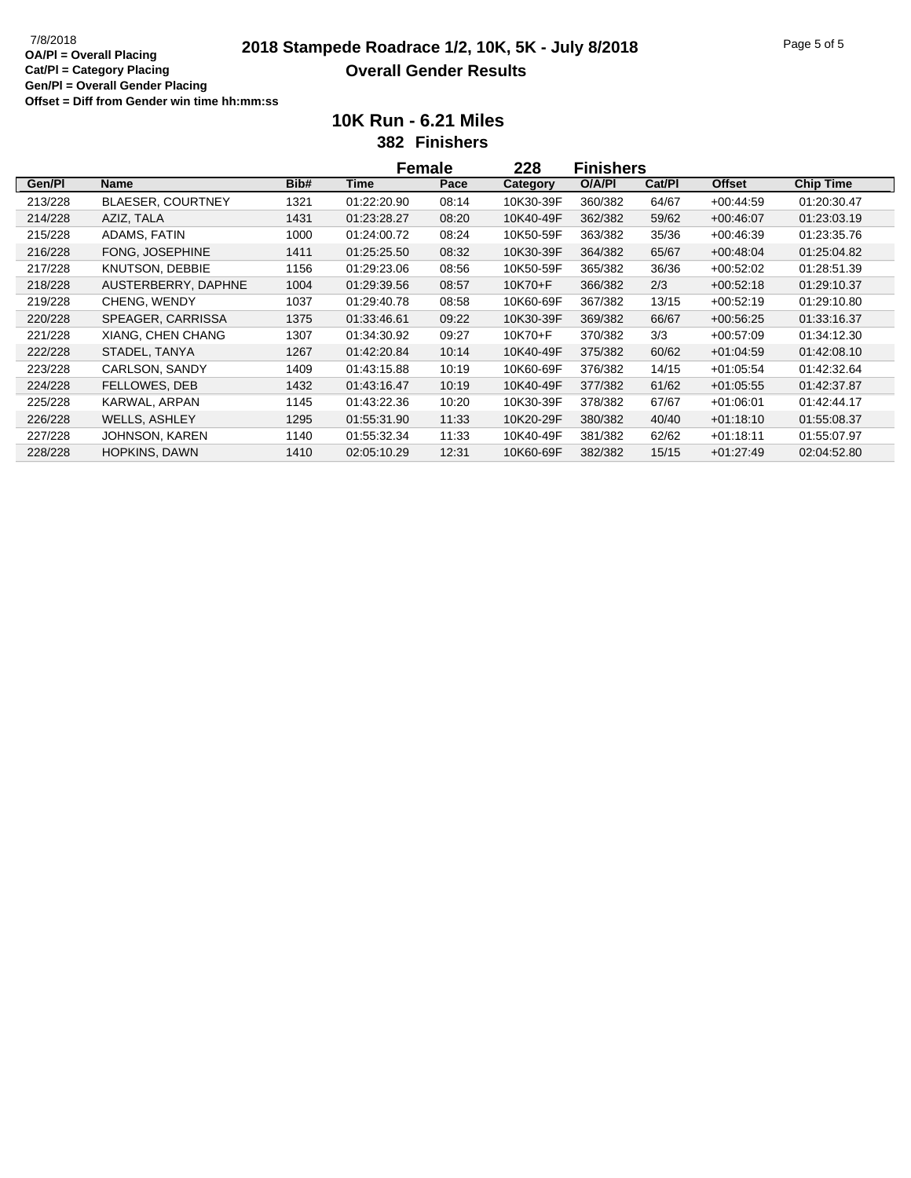7/8/2018

**OA/Pl = Overall Placing**
**Cat/Pl = Category Placing**
**Gen/Pl = Overall Gender Placing**
**Offset = Diff from Gender win time hh:mm:ss**

# 2018 Stampede Roadrace 1/2, 10K, 5K - July 8/2018

## Overall Gender Results

### 10K Run - 6.21 Miles

**382 Finishers**

**Female 228 Finishers**

| Gen/Pl | Name | Bib# | Time | Pace | Category | O/A/Pl | Cat/Pl | Offset | Chip Time |
|---|---|---|---|---|---|---|---|---|---|
| 213/228 | BLAESER, COURTNEY | 1321 | 01:22:20.90 | 08:14 | 10K30-39F | 360/382 | 64/67 | +00:44:59 | 01:20:30.47 |
| 214/228 | AZIZ, TALA | 1431 | 01:23:28.27 | 08:20 | 10K40-49F | 362/382 | 59/62 | +00:46:07 | 01:23:03.19 |
| 215/228 | ADAMS, FATIN | 1000 | 01:24:00.72 | 08:24 | 10K50-59F | 363/382 | 35/36 | +00:46:39 | 01:23:35.76 |
| 216/228 | FONG, JOSEPHINE | 1411 | 01:25:25.50 | 08:32 | 10K30-39F | 364/382 | 65/67 | +00:48:04 | 01:25:04.82 |
| 217/228 | KNUTSON, DEBBIE | 1156 | 01:29:23.06 | 08:56 | 10K50-59F | 365/382 | 36/36 | +00:52:02 | 01:28:51.39 |
| 218/228 | AUSTERBERRY, DAPHNE | 1004 | 01:29:39.56 | 08:57 | 10K70+F | 366/382 | 2/3 | +00:52:18 | 01:29:10.37 |
| 219/228 | CHENG, WENDY | 1037 | 01:29:40.78 | 08:58 | 10K60-69F | 367/382 | 13/15 | +00:52:19 | 01:29:10.80 |
| 220/228 | SPEAGER, CARRISSA | 1375 | 01:33:46.61 | 09:22 | 10K30-39F | 369/382 | 66/67 | +00:56:25 | 01:33:16.37 |
| 221/228 | XIANG, CHEN CHANG | 1307 | 01:34:30.92 | 09:27 | 10K70+F | 370/382 | 3/3 | +00:57:09 | 01:34:12.30 |
| 222/228 | STADEL, TANYA | 1267 | 01:42:20.84 | 10:14 | 10K40-49F | 375/382 | 60/62 | +01:04:59 | 01:42:08.10 |
| 223/228 | CARLSON, SANDY | 1409 | 01:43:15.88 | 10:19 | 10K60-69F | 376/382 | 14/15 | +01:05:54 | 01:42:32.64 |
| 224/228 | FELLOWES, DEB | 1432 | 01:43:16.47 | 10:19 | 10K40-49F | 377/382 | 61/62 | +01:05:55 | 01:42:37.87 |
| 225/228 | KARWAL, ARPAN | 1145 | 01:43:22.36 | 10:20 | 10K30-39F | 378/382 | 67/67 | +01:06:01 | 01:42:44.17 |
| 226/228 | WELLS, ASHLEY | 1295 | 01:55:31.90 | 11:33 | 10K20-29F | 380/382 | 40/40 | +01:18:10 | 01:55:08.37 |
| 227/228 | JOHNSON, KAREN | 1140 | 01:55:32.34 | 11:33 | 10K40-49F | 381/382 | 62/62 | +01:18:11 | 01:55:07.97 |
| 228/228 | HOPKINS, DAWN | 1410 | 02:05:10.29 | 12:31 | 10K60-69F | 382/382 | 15/15 | +01:27:49 | 02:04:52.80 |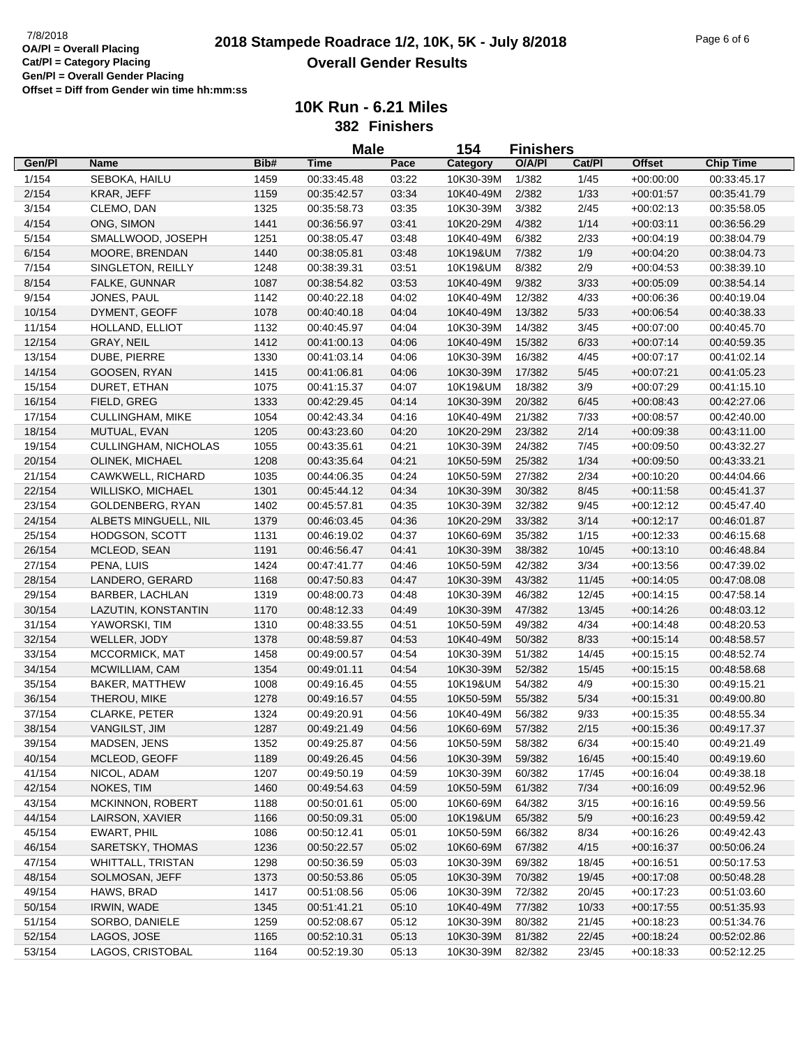# 2018 Stampede Roadrace 1/2, 10K, 5K - July 8/2018

## Overall Gender Results

7/8/2018
**OA/Pl = Overall Placing**
**Cat/Pl = Category Placing**
**Gen/Pl = Overall Gender Placing**
**Offset = Diff from Gender win time hh:mm:ss**

### 10K Run - 6.21 Miles

**382 Finishers**

**Male 154 Finishers**

| Gen/Pl | Name | Bib# | Time | Pace | Category | O/A/Pl | Cat/Pl | Offset | Chip Time |
|---|---|---|---|---|---|---|---|---|---|
| 1/154 | SEBOKA, HAILU | 1459 | 00:33:45.48 | 03:22 | 10K30-39M | 1/382 | 1/45 | +00:00:00 | 00:33:45.17 |
| 2/154 | KRAR, JEFF | 1159 | 00:35:42.57 | 03:34 | 10K40-49M | 2/382 | 1/33 | +00:01:57 | 00:35:41.79 |
| 3/154 | CLEMO, DAN | 1325 | 00:35:58.73 | 03:35 | 10K30-39M | 3/382 | 2/45 | +00:02:13 | 00:35:58.05 |
| 4/154 | ONG, SIMON | 1441 | 00:36:56.97 | 03:41 | 10K20-29M | 4/382 | 1/14 | +00:03:11 | 00:36:56.29 |
| 5/154 | SMALLWOOD, JOSEPH | 1251 | 00:38:05.47 | 03:48 | 10K40-49M | 6/382 | 2/33 | +00:04:19 | 00:38:04.79 |
| 6/154 | MOORE, BRENDAN | 1440 | 00:38:05.81 | 03:48 | 10K19&UM | 7/382 | 1/9 | +00:04:20 | 00:38:04.73 |
| 7/154 | SINGLETON, REILLY | 1248 | 00:38:39.31 | 03:51 | 10K19&UM | 8/382 | 2/9 | +00:04:53 | 00:38:39.10 |
| 8/154 | FALKE, GUNNAR | 1087 | 00:38:54.82 | 03:53 | 10K40-49M | 9/382 | 3/33 | +00:05:09 | 00:38:54.14 |
| 9/154 | JONES, PAUL | 1142 | 00:40:22.18 | 04:02 | 10K40-49M | 12/382 | 4/33 | +00:06:36 | 00:40:19.04 |
| 10/154 | DYMENT, GEOFF | 1078 | 00:40:40.18 | 04:04 | 10K40-49M | 13/382 | 5/33 | +00:06:54 | 00:40:38.33 |
| 11/154 | HOLLAND, ELLIOT | 1132 | 00:40:45.97 | 04:04 | 10K30-39M | 14/382 | 3/45 | +00:07:00 | 00:40:45.70 |
| 12/154 | GRAY, NEIL | 1412 | 00:41:00.13 | 04:06 | 10K40-49M | 15/382 | 6/33 | +00:07:14 | 00:40:59.35 |
| 13/154 | DUBE, PIERRE | 1330 | 00:41:03.14 | 04:06 | 10K30-39M | 16/382 | 4/45 | +00:07:17 | 00:41:02.14 |
| 14/154 | GOOSEN, RYAN | 1415 | 00:41:06.81 | 04:06 | 10K30-39M | 17/382 | 5/45 | +00:07:21 | 00:41:05.23 |
| 15/154 | DURET, ETHAN | 1075 | 00:41:15.37 | 04:07 | 10K19&UM | 18/382 | 3/9 | +00:07:29 | 00:41:15.10 |
| 16/154 | FIELD, GREG | 1333 | 00:42:29.45 | 04:14 | 10K30-39M | 20/382 | 6/45 | +00:08:43 | 00:42:27.06 |
| 17/154 | CULLINGHAM, MIKE | 1054 | 00:42:43.34 | 04:16 | 10K40-49M | 21/382 | 7/33 | +00:08:57 | 00:42:40.00 |
| 18/154 | MUTUAL, EVAN | 1205 | 00:43:23.60 | 04:20 | 10K20-29M | 23/382 | 2/14 | +00:09:38 | 00:43:11.00 |
| 19/154 | CULLINGHAM, NICHOLAS | 1055 | 00:43:35.61 | 04:21 | 10K30-39M | 24/382 | 7/45 | +00:09:50 | 00:43:32.27 |
| 20/154 | OLINEK, MICHAEL | 1208 | 00:43:35.64 | 04:21 | 10K50-59M | 25/382 | 1/34 | +00:09:50 | 00:43:33.21 |
| 21/154 | CAWKWELL, RICHARD | 1035 | 00:44:06.35 | 04:24 | 10K50-59M | 27/382 | 2/34 | +00:10:20 | 00:44:04.66 |
| 22/154 | WILLISKO, MICHAEL | 1301 | 00:45:44.12 | 04:34 | 10K30-39M | 30/382 | 8/45 | +00:11:58 | 00:45:41.37 |
| 23/154 | GOLDENBERG, RYAN | 1402 | 00:45:57.81 | 04:35 | 10K30-39M | 32/382 | 9/45 | +00:12:12 | 00:45:47.40 |
| 24/154 | ALBETS MINGUELL, NIL | 1379 | 00:46:03.45 | 04:36 | 10K20-29M | 33/382 | 3/14 | +00:12:17 | 00:46:01.87 |
| 25/154 | HODGSON, SCOTT | 1131 | 00:46:19.02 | 04:37 | 10K60-69M | 35/382 | 1/15 | +00:12:33 | 00:46:15.68 |
| 26/154 | MCLEOD, SEAN | 1191 | 00:46:56.47 | 04:41 | 10K30-39M | 38/382 | 10/45 | +00:13:10 | 00:46:48.84 |
| 27/154 | PENA, LUIS | 1424 | 00:47:41.77 | 04:46 | 10K50-59M | 42/382 | 3/34 | +00:13:56 | 00:47:39.02 |
| 28/154 | LANDERO, GERARD | 1168 | 00:47:50.83 | 04:47 | 10K30-39M | 43/382 | 11/45 | +00:14:05 | 00:47:08.08 |
| 29/154 | BARBER, LACHLAN | 1319 | 00:48:00.73 | 04:48 | 10K30-39M | 46/382 | 12/45 | +00:14:15 | 00:47:58.14 |
| 30/154 | LAZUTIN, KONSTANTIN | 1170 | 00:48:12.33 | 04:49 | 10K30-39M | 47/382 | 13/45 | +00:14:26 | 00:48:03.12 |
| 31/154 | YAWORSKI, TIM | 1310 | 00:48:33.55 | 04:51 | 10K50-59M | 49/382 | 4/34 | +00:14:48 | 00:48:20.53 |
| 32/154 | WELLER, JODY | 1378 | 00:48:59.87 | 04:53 | 10K40-49M | 50/382 | 8/33 | +00:15:14 | 00:48:58.57 |
| 33/154 | MCCORMICK, MAT | 1458 | 00:49:00.57 | 04:54 | 10K30-39M | 51/382 | 14/45 | +00:15:15 | 00:48:52.74 |
| 34/154 | MCWILLIAM, CAM | 1354 | 00:49:01.11 | 04:54 | 10K30-39M | 52/382 | 15/45 | +00:15:15 | 00:48:58.68 |
| 35/154 | BAKER, MATTHEW | 1008 | 00:49:16.45 | 04:55 | 10K19&UM | 54/382 | 4/9 | +00:15:30 | 00:49:15.21 |
| 36/154 | THEROU, MIKE | 1278 | 00:49:16.57 | 04:55 | 10K50-59M | 55/382 | 5/34 | +00:15:31 | 00:49:00.80 |
| 37/154 | CLARKE, PETER | 1324 | 00:49:20.91 | 04:56 | 10K40-49M | 56/382 | 9/33 | +00:15:35 | 00:48:55.34 |
| 38/154 | VANGILST, JIM | 1287 | 00:49:21.49 | 04:56 | 10K60-69M | 57/382 | 2/15 | +00:15:36 | 00:49:17.37 |
| 39/154 | MADSEN, JENS | 1352 | 00:49:25.87 | 04:56 | 10K50-59M | 58/382 | 6/34 | +00:15:40 | 00:49:21.49 |
| 40/154 | MCLEOD, GEOFF | 1189 | 00:49:26.45 | 04:56 | 10K30-39M | 59/382 | 16/45 | +00:15:40 | 00:49:19.60 |
| 41/154 | NICOL, ADAM | 1207 | 00:49:50.19 | 04:59 | 10K30-39M | 60/382 | 17/45 | +00:16:04 | 00:49:38.18 |
| 42/154 | NOKES, TIM | 1460 | 00:49:54.63 | 04:59 | 10K50-59M | 61/382 | 7/34 | +00:16:09 | 00:49:52.96 |
| 43/154 | MCKINNON, ROBERT | 1188 | 00:50:01.61 | 05:00 | 10K60-69M | 64/382 | 3/15 | +00:16:16 | 00:49:59.56 |
| 44/154 | LAIRSON, XAVIER | 1166 | 00:50:09.31 | 05:00 | 10K19&UM | 65/382 | 5/9 | +00:16:23 | 00:49:59.42 |
| 45/154 | EWART, PHIL | 1086 | 00:50:12.41 | 05:01 | 10K50-59M | 66/382 | 8/34 | +00:16:26 | 00:49:42.43 |
| 46/154 | SARETSKY, THOMAS | 1236 | 00:50:22.57 | 05:02 | 10K60-69M | 67/382 | 4/15 | +00:16:37 | 00:50:06.24 |
| 47/154 | WHITTALL, TRISTAN | 1298 | 00:50:36.59 | 05:03 | 10K30-39M | 69/382 | 18/45 | +00:16:51 | 00:50:17.53 |
| 48/154 | SOLMOSAN, JEFF | 1373 | 00:50:53.86 | 05:05 | 10K30-39M | 70/382 | 19/45 | +00:17:08 | 00:50:48.28 |
| 49/154 | HAWS, BRAD | 1417 | 00:51:08.56 | 05:06 | 10K30-39M | 72/382 | 20/45 | +00:17:23 | 00:51:03.60 |
| 50/154 | IRWIN, WADE | 1345 | 00:51:41.21 | 05:10 | 10K40-49M | 77/382 | 10/33 | +00:17:55 | 00:51:35.93 |
| 51/154 | SORBO, DANIELE | 1259 | 00:52:08.67 | 05:12 | 10K30-39M | 80/382 | 21/45 | +00:18:23 | 00:51:34.76 |
| 52/154 | LAGOS, JOSE | 1165 | 00:52:10.31 | 05:13 | 10K30-39M | 81/382 | 22/45 | +00:18:24 | 00:52:02.86 |
| 53/154 | LAGOS, CRISTOBAL | 1164 | 00:52:19.30 | 05:13 | 10K30-39M | 82/382 | 23/45 | +00:18:33 | 00:52:12.25 |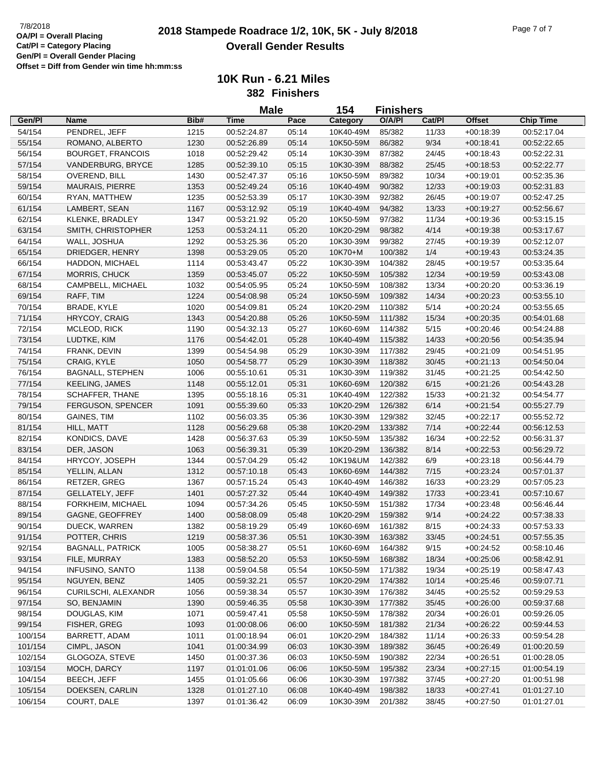7/8/2018

**OA/Pl = Overall Placing**
**Cat/Pl = Category Placing**
**Gen/Pl = Overall Gender Placing**
**Offset = Diff from Gender win time hh:mm:ss**

# 2018 Stampede Roadrace 1/2, 10K, 5K - July 8/2018

## Overall Gender Results

### 10K Run - 6.21 Miles

**382 Finishers**

**Male 154 Finishers**

| Gen/Pl | Name | Bib# | Time | Pace | Category | O/A/Pl | Cat/Pl | Offset | Chip Time |
|---|---|---|---|---|---|---|---|---|---|
| 54/154 | PENDREL, JEFF | 1215 | 00:52:24.87 | 05:14 | 10K40-49M | 85/382 | 11/33 | +00:18:39 | 00:52:17.04 |
| 55/154 | ROMANO, ALBERTO | 1230 | 00:52:26.89 | 05:14 | 10K50-59M | 86/382 | 9/34 | +00:18:41 | 00:52:22.65 |
| 56/154 | BOURGET, FRANCOIS | 1018 | 00:52:29.42 | 05:14 | 10K30-39M | 87/382 | 24/45 | +00:18:43 | 00:52:22.31 |
| 57/154 | VANDERBURG, BRYCE | 1285 | 00:52:39.10 | 05:15 | 10K30-39M | 88/382 | 25/45 | +00:18:53 | 00:52:22.77 |
| 58/154 | OVEREND, BILL | 1430 | 00:52:47.37 | 05:16 | 10K50-59M | 89/382 | 10/34 | +00:19:01 | 00:52:35.36 |
| 59/154 | MAURAIS, PIERRE | 1353 | 00:52:49.24 | 05:16 | 10K40-49M | 90/382 | 12/33 | +00:19:03 | 00:52:31.83 |
| 60/154 | RYAN, MATTHEW | 1235 | 00:52:53.39 | 05:17 | 10K30-39M | 92/382 | 26/45 | +00:19:07 | 00:52:47.25 |
| 61/154 | LAMBERT, SEAN | 1167 | 00:53:12.92 | 05:19 | 10K40-49M | 94/382 | 13/33 | +00:19:27 | 00:52:56.67 |
| 62/154 | KLENKE, BRADLEY | 1347 | 00:53:21.92 | 05:20 | 10K50-59M | 97/382 | 11/34 | +00:19:36 | 00:53:15.15 |
| 63/154 | SMITH, CHRISTOPHER | 1253 | 00:53:24.11 | 05:20 | 10K20-29M | 98/382 | 4/14 | +00:19:38 | 00:53:17.67 |
| 64/154 | WALL, JOSHUA | 1292 | 00:53:25.36 | 05:20 | 10K30-39M | 99/382 | 27/45 | +00:19:39 | 00:52:12.07 |
| 65/154 | DRIEDGER, HENRY | 1398 | 00:53:29.05 | 05:20 | 10K70+M | 100/382 | 1/4 | +00:19:43 | 00:53:24.35 |
| 66/154 | HADDON, MICHAEL | 1114 | 00:53:43.47 | 05:22 | 10K30-39M | 104/382 | 28/45 | +00:19:57 | 00:53:35.64 |
| 67/154 | MORRIS, CHUCK | 1359 | 00:53:45.07 | 05:22 | 10K50-59M | 105/382 | 12/34 | +00:19:59 | 00:53:43.08 |
| 68/154 | CAMPBELL, MICHAEL | 1032 | 00:54:05.95 | 05:24 | 10K50-59M | 108/382 | 13/34 | +00:20:20 | 00:53:36.19 |
| 69/154 | RAFF, TIM | 1224 | 00:54:08.98 | 05:24 | 10K50-59M | 109/382 | 14/34 | +00:20:23 | 00:53:55.10 |
| 70/154 | BRADE, KYLE | 1020 | 00:54:09.81 | 05:24 | 10K20-29M | 110/382 | 5/14 | +00:20:24 | 00:53:55.65 |
| 71/154 | HRYCOY, CRAIG | 1343 | 00:54:20.88 | 05:26 | 10K50-59M | 111/382 | 15/34 | +00:20:35 | 00:54:01.68 |
| 72/154 | MCLEOD, RICK | 1190 | 00:54:32.13 | 05:27 | 10K60-69M | 114/382 | 5/15 | +00:20:46 | 00:54:24.88 |
| 73/154 | LUDTKE, KIM | 1176 | 00:54:42.01 | 05:28 | 10K40-49M | 115/382 | 14/33 | +00:20:56 | 00:54:35.94 |
| 74/154 | FRANK, DEVIN | 1399 | 00:54:54.98 | 05:29 | 10K30-39M | 117/382 | 29/45 | +00:21:09 | 00:54:51.95 |
| 75/154 | CRAIG, KYLE | 1050 | 00:54:58.77 | 05:29 | 10K30-39M | 118/382 | 30/45 | +00:21:13 | 00:54:50.04 |
| 76/154 | BAGNALL, STEPHEN | 1006 | 00:55:10.61 | 05:31 | 10K30-39M | 119/382 | 31/45 | +00:21:25 | 00:54:42.50 |
| 77/154 | KEELING, JAMES | 1148 | 00:55:12.01 | 05:31 | 10K60-69M | 120/382 | 6/15 | +00:21:26 | 00:54:43.28 |
| 78/154 | SCHAFFER, THANE | 1395 | 00:55:18.16 | 05:31 | 10K40-49M | 122/382 | 15/33 | +00:21:32 | 00:54:54.77 |
| 79/154 | FERGUSON, SPENCER | 1091 | 00:55:39.60 | 05:33 | 10K20-29M | 126/382 | 6/14 | +00:21:54 | 00:55:27.79 |
| 80/154 | GAINES, TIM | 1102 | 00:56:03.35 | 05:36 | 10K30-39M | 129/382 | 32/45 | +00:22:17 | 00:55:52.72 |
| 81/154 | HILL, MATT | 1128 | 00:56:29.68 | 05:38 | 10K20-29M | 133/382 | 7/14 | +00:22:44 | 00:56:12.53 |
| 82/154 | KONDICS, DAVE | 1428 | 00:56:37.63 | 05:39 | 10K50-59M | 135/382 | 16/34 | +00:22:52 | 00:56:31.37 |
| 83/154 | DER, JASON | 1063 | 00:56:39.31 | 05:39 | 10K20-29M | 136/382 | 8/14 | +00:22:53 | 00:56:29.72 |
| 84/154 | HRYCOY, JOSEPH | 1344 | 00:57:04.29 | 05:42 | 10K19&UM | 142/382 | 6/9 | +00:23:18 | 00:56:44.79 |
| 85/154 | YELLIN, ALLAN | 1312 | 00:57:10.18 | 05:43 | 10K60-69M | 144/382 | 7/15 | +00:23:24 | 00:57:01.37 |
| 86/154 | RETZER, GREG | 1367 | 00:57:15.24 | 05:43 | 10K40-49M | 146/382 | 16/33 | +00:23:29 | 00:57:05.23 |
| 87/154 | GELLATELY, JEFF | 1401 | 00:57:27.32 | 05:44 | 10K40-49M | 149/382 | 17/33 | +00:23:41 | 00:57:10.67 |
| 88/154 | FORKHEIM, MICHAEL | 1094 | 00:57:34.26 | 05:45 | 10K50-59M | 151/382 | 17/34 | +00:23:48 | 00:56:46.44 |
| 89/154 | GAGNE, GEOFFREY | 1400 | 00:58:08.09 | 05:48 | 10K20-29M | 159/382 | 9/14 | +00:24:22 | 00:57:38.33 |
| 90/154 | DUECK, WARREN | 1382 | 00:58:19.29 | 05:49 | 10K60-69M | 161/382 | 8/15 | +00:24:33 | 00:57:53.33 |
| 91/154 | POTTER, CHRIS | 1219 | 00:58:37.36 | 05:51 | 10K30-39M | 163/382 | 33/45 | +00:24:51 | 00:57:55.35 |
| 92/154 | BAGNALL, PATRICK | 1005 | 00:58:38.27 | 05:51 | 10K60-69M | 164/382 | 9/15 | +00:24:52 | 00:58:10.46 |
| 93/154 | FILE, MURRAY | 1383 | 00:58:52.20 | 05:53 | 10K50-59M | 168/382 | 18/34 | +00:25:06 | 00:58:42.91 |
| 94/154 | INFUSINO, SANTO | 1138 | 00:59:04.58 | 05:54 | 10K50-59M | 171/382 | 19/34 | +00:25:19 | 00:58:47.43 |
| 95/154 | NGUYEN, BENZ | 1405 | 00:59:32.21 | 05:57 | 10K20-29M | 174/382 | 10/14 | +00:25:46 | 00:59:07.71 |
| 96/154 | CURILSCHI, ALEXANDR | 1056 | 00:59:38.34 | 05:57 | 10K30-39M | 176/382 | 34/45 | +00:25:52 | 00:59:29.53 |
| 97/154 | SO, BENJAMIN | 1390 | 00:59:46.35 | 05:58 | 10K30-39M | 177/382 | 35/45 | +00:26:00 | 00:59:37.68 |
| 98/154 | DOUGLAS, KIM | 1071 | 00:59:47.41 | 05:58 | 10K50-59M | 178/382 | 20/34 | +00:26:01 | 00:59:26.05 |
| 99/154 | FISHER, GREG | 1093 | 01:00:08.06 | 06:00 | 10K50-59M | 181/382 | 21/34 | +00:26:22 | 00:59:44.53 |
| 100/154 | BARRETT, ADAM | 1011 | 01:00:18.94 | 06:01 | 10K20-29M | 184/382 | 11/14 | +00:26:33 | 00:59:54.28 |
| 101/154 | CIMPL, JASON | 1041 | 01:00:34.99 | 06:03 | 10K30-39M | 189/382 | 36/45 | +00:26:49 | 01:00:20.59 |
| 102/154 | GLOGOZA, STEVE | 1450 | 01:00:37.36 | 06:03 | 10K50-59M | 190/382 | 22/34 | +00:26:51 | 01:00:28.05 |
| 103/154 | MOCH, DARCY | 1197 | 01:01:01.06 | 06:06 | 10K50-59M | 195/382 | 23/34 | +00:27:15 | 01:00:54.19 |
| 104/154 | BEECH, JEFF | 1455 | 01:01:05.66 | 06:06 | 10K30-39M | 197/382 | 37/45 | +00:27:20 | 01:00:51.98 |
| 105/154 | DOEKSEN, CARLIN | 1328 | 01:01:27.10 | 06:08 | 10K40-49M | 198/382 | 18/33 | +00:27:41 | 01:01:27.10 |
| 106/154 | COURT, DALE | 1397 | 01:01:36.42 | 06:09 | 10K30-39M | 201/382 | 38/45 | +00:27:50 | 01:01:27.01 |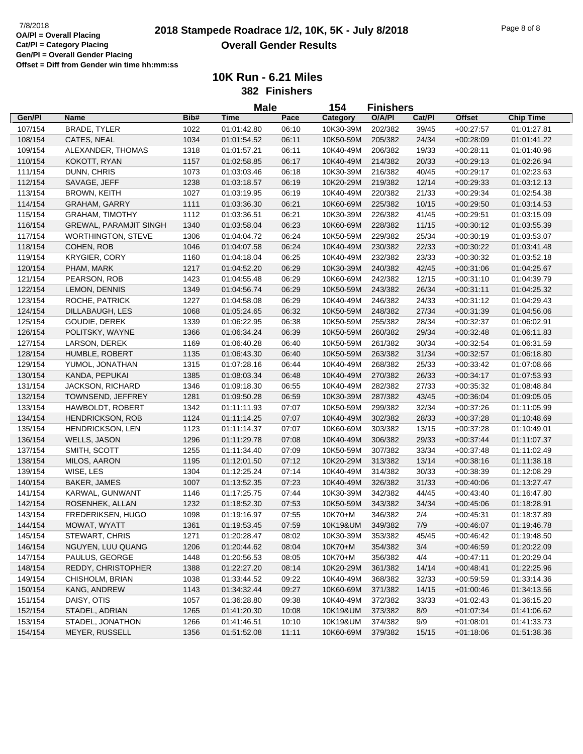7/8/2018
**OA/Pl = Overall Placing**
**Cat/Pl = Category Placing**
**Gen/Pl = Overall Gender Placing**
**Offset = Diff from Gender win time hh:mm:ss**

# 2018 Stampede Roadrace 1/2, 10K, 5K - July 8/2018

## Overall Gender Results

### 10K Run - 6.21 Miles

**382 Finishers**

**Male 154 Finishers**

| Gen/Pl | Name | Bib# | Time | Pace | Category | O/A/Pl | Cat/Pl | Offset | Chip Time |
|---|---|---|---|---|---|---|---|---|---|
| 107/154 | BRADE, TYLER | 1022 | 01:01:42.80 | 06:10 | 10K30-39M | 202/382 | 39/45 | +00:27:57 | 01:01:27.81 |
| 108/154 | CATES, NEAL | 1034 | 01:01:54.52 | 06:11 | 10K50-59M | 205/382 | 24/34 | +00:28:09 | 01:01:41.22 |
| 109/154 | ALEXANDER, THOMAS | 1318 | 01:01:57.21 | 06:11 | 10K40-49M | 206/382 | 19/33 | +00:28:11 | 01:01:40.96 |
| 110/154 | KOKOTT, RYAN | 1157 | 01:02:58.85 | 06:17 | 10K40-49M | 214/382 | 20/33 | +00:29:13 | 01:02:26.94 |
| 111/154 | DUNN, CHRIS | 1073 | 01:03:03.46 | 06:18 | 10K30-39M | 216/382 | 40/45 | +00:29:17 | 01:02:23.63 |
| 112/154 | SAVAGE, JEFF | 1238 | 01:03:18.57 | 06:19 | 10K20-29M | 219/382 | 12/14 | +00:29:33 | 01:03:12.13 |
| 113/154 | BROWN, KEITH | 1027 | 01:03:19.95 | 06:19 | 10K40-49M | 220/382 | 21/33 | +00:29:34 | 01:02:54.38 |
| 114/154 | GRAHAM, GARRY | 1111 | 01:03:36.30 | 06:21 | 10K60-69M | 225/382 | 10/15 | +00:29:50 | 01:03:14.53 |
| 115/154 | GRAHAM, TIMOTHY | 1112 | 01:03:36.51 | 06:21 | 10K30-39M | 226/382 | 41/45 | +00:29:51 | 01:03:15.09 |
| 116/154 | GREWAL, PARAMJIT SINGH | 1340 | 01:03:58.04 | 06:23 | 10K60-69M | 228/382 | 11/15 | +00:30:12 | 01:03:55.39 |
| 117/154 | WORTHINGTON, STEVE | 1306 | 01:04:04.72 | 06:24 | 10K50-59M | 229/382 | 25/34 | +00:30:19 | 01:03:53.07 |
| 118/154 | COHEN, ROB | 1046 | 01:04:07.58 | 06:24 | 10K40-49M | 230/382 | 22/33 | +00:30:22 | 01:03:41.48 |
| 119/154 | KRYGIER, CORY | 1160 | 01:04:18.04 | 06:25 | 10K40-49M | 232/382 | 23/33 | +00:30:32 | 01:03:52.18 |
| 120/154 | PHAM, MARK | 1217 | 01:04:52.20 | 06:29 | 10K30-39M | 240/382 | 42/45 | +00:31:06 | 01:04:25.67 |
| 121/154 | PEARSON, ROB | 1423 | 01:04:55.48 | 06:29 | 10K60-69M | 242/382 | 12/15 | +00:31:10 | 01:04:39.79 |
| 122/154 | LEMON, DENNIS | 1349 | 01:04:56.74 | 06:29 | 10K50-59M | 243/382 | 26/34 | +00:31:11 | 01:04:25.32 |
| 123/154 | ROCHE, PATRICK | 1227 | 01:04:58.08 | 06:29 | 10K40-49M | 246/382 | 24/33 | +00:31:12 | 01:04:29.43 |
| 124/154 | DILLABAUGH, LES | 1068 | 01:05:24.65 | 06:32 | 10K50-59M | 248/382 | 27/34 | +00:31:39 | 01:04:56.06 |
| 125/154 | GOUDIE, DEREK | 1339 | 01:06:22.95 | 06:38 | 10K50-59M | 255/382 | 28/34 | +00:32:37 | 01:06:02.91 |
| 126/154 | POLITSKY, WAYNE | 1366 | 01:06:34.24 | 06:39 | 10K50-59M | 260/382 | 29/34 | +00:32:48 | 01:06:11.83 |
| 127/154 | LARSON, DEREK | 1169 | 01:06:40.28 | 06:40 | 10K50-59M | 261/382 | 30/34 | +00:32:54 | 01:06:31.59 |
| 128/154 | HUMBLE, ROBERT | 1135 | 01:06:43.30 | 06:40 | 10K50-59M | 263/382 | 31/34 | +00:32:57 | 01:06:18.80 |
| 129/154 | YUMOL, JONATHAN | 1315 | 01:07:28.16 | 06:44 | 10K40-49M | 268/382 | 25/33 | +00:33:42 | 01:07:08.66 |
| 130/154 | KANDA, PEPUKAI | 1385 | 01:08:03.34 | 06:48 | 10K40-49M | 270/382 | 26/33 | +00:34:17 | 01:07:53.93 |
| 131/154 | JACKSON, RICHARD | 1346 | 01:09:18.30 | 06:55 | 10K40-49M | 282/382 | 27/33 | +00:35:32 | 01:08:48.84 |
| 132/154 | TOWNSEND, JEFFREY | 1281 | 01:09:50.28 | 06:59 | 10K30-39M | 287/382 | 43/45 | +00:36:04 | 01:09:05.05 |
| 133/154 | HAWBOLDT, ROBERT | 1342 | 01:11:11.93 | 07:07 | 10K50-59M | 299/382 | 32/34 | +00:37:26 | 01:11:05.99 |
| 134/154 | HENDRICKSON, ROB | 1124 | 01:11:14.25 | 07:07 | 10K40-49M | 302/382 | 28/33 | +00:37:28 | 01:10:48.69 |
| 135/154 | HENDRICKSON, LEN | 1123 | 01:11:14.37 | 07:07 | 10K60-69M | 303/382 | 13/15 | +00:37:28 | 01:10:49.01 |
| 136/154 | WELLS, JASON | 1296 | 01:11:29.78 | 07:08 | 10K40-49M | 306/382 | 29/33 | +00:37:44 | 01:11:07.37 |
| 137/154 | SMITH, SCOTT | 1255 | 01:11:34.40 | 07:09 | 10K50-59M | 307/382 | 33/34 | +00:37:48 | 01:11:02.49 |
| 138/154 | MILOS, AARON | 1195 | 01:12:01.50 | 07:12 | 10K20-29M | 313/382 | 13/14 | +00:38:16 | 01:11:38.18 |
| 139/154 | WISE, LES | 1304 | 01:12:25.24 | 07:14 | 10K40-49M | 314/382 | 30/33 | +00:38:39 | 01:12:08.29 |
| 140/154 | BAKER, JAMES | 1007 | 01:13:52.35 | 07:23 | 10K40-49M | 326/382 | 31/33 | +00:40:06 | 01:13:27.47 |
| 141/154 | KARWAL, GUNWANT | 1146 | 01:17:25.75 | 07:44 | 10K30-39M | 342/382 | 44/45 | +00:43:40 | 01:16:47.80 |
| 142/154 | ROSENHEK, ALLAN | 1232 | 01:18:52.30 | 07:53 | 10K50-59M | 343/382 | 34/34 | +00:45:06 | 01:18:28.91 |
| 143/154 | FREDERIKSEN, HUGO | 1098 | 01:19:16.97 | 07:55 | 10K70+M | 346/382 | 2/4 | +00:45:31 | 01:18:37.89 |
| 144/154 | MOWAT, WYATT | 1361 | 01:19:53.45 | 07:59 | 10K19&UM | 349/382 | 7/9 | +00:46:07 | 01:19:46.78 |
| 145/154 | STEWART, CHRIS | 1271 | 01:20:28.47 | 08:02 | 10K30-39M | 353/382 | 45/45 | +00:46:42 | 01:19:48.50 |
| 146/154 | NGUYEN, LUU QUANG | 1206 | 01:20:44.62 | 08:04 | 10K70+M | 354/382 | 3/4 | +00:46:59 | 01:20:22.09 |
| 147/154 | PAULUS, GEORGE | 1448 | 01:20:56.53 | 08:05 | 10K70+M | 356/382 | 4/4 | +00:47:11 | 01:20:29.04 |
| 148/154 | REDDY, CHRISTOPHER | 1388 | 01:22:27.20 | 08:14 | 10K20-29M | 361/382 | 14/14 | +00:48:41 | 01:22:25.96 |
| 149/154 | CHISHOLM, BRIAN | 1038 | 01:33:44.52 | 09:22 | 10K40-49M | 368/382 | 32/33 | +00:59:59 | 01:33:14.36 |
| 150/154 | KANG, ANDREW | 1143 | 01:34:32.44 | 09:27 | 10K60-69M | 371/382 | 14/15 | +01:00:46 | 01:34:13.56 |
| 151/154 | DAISY, OTIS | 1057 | 01:36:28.80 | 09:38 | 10K40-49M | 372/382 | 33/33 | +01:02:43 | 01:36:15.20 |
| 152/154 | STADEL, ADRIAN | 1265 | 01:41:20.30 | 10:08 | 10K19&UM | 373/382 | 8/9 | +01:07:34 | 01:41:06.62 |
| 153/154 | STADEL, JONATHON | 1266 | 01:41:46.51 | 10:10 | 10K19&UM | 374/382 | 9/9 | +01:08:01 | 01:41:33.73 |
| 154/154 | MEYER, RUSSELL | 1356 | 01:51:52.08 | 11:11 | 10K60-69M | 379/382 | 15/15 | +01:18:06 | 01:51:38.36 |